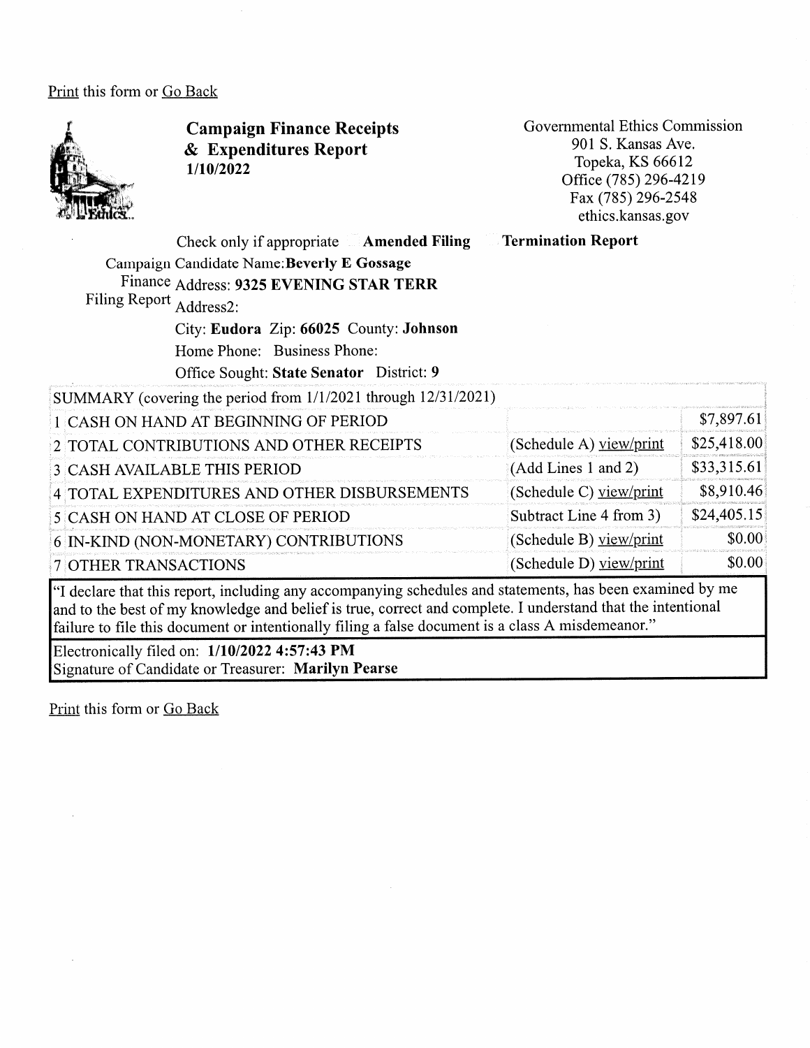Print this form or Go Back

# Campaign Finance Receipts & Expenditures Report
**1/10/2022**

Governmental Ethics Commission
901 S. Kansas Ave.
Topeka, KS 66612
Office (785) 296-4219
Fax (785) 296-2548
ethics.kansas.gov

Check only if appropriate **Amended Filing** **Termination Report**

Campaign Finance Filing Report

Candidate Name: **Beverly E Gossage**
Address: **9325 EVENING STAR TERR**
Address2:
City: **Eudora** Zip: **66025** County: **Johnson**
Home Phone: Business Phone:
Office Sought: **State Senator** District: **9**

| SUMMARY (covering the period from 1/1/2021 through 12/31/2021) | | |
|---|---|---|
| 1 CASH ON HAND AT BEGINNING OF PERIOD | | $7,897.61 |
| 2 TOTAL CONTRIBUTIONS AND OTHER RECEIPTS | (Schedule A) view/print | $25,418.00 |
| 3 CASH AVAILABLE THIS PERIOD | (Add Lines 1 and 2) | $33,315.61 |
| 4 TOTAL EXPENDITURES AND OTHER DISBURSEMENTS | (Schedule C) view/print | $8,910.46 |
| 5 CASH ON HAND AT CLOSE OF PERIOD | Subtract Line 4 from 3) | $24,405.15 |
| 6 IN-KIND (NON-MONETARY) CONTRIBUTIONS | (Schedule B) view/print | $0.00 |
| 7 OTHER TRANSACTIONS | (Schedule D) view/print | $0.00 |

"I declare that this report, including any accompanying schedules and statements, has been examined by me and to the best of my knowledge and belief is true, correct and complete. I understand that the intentional failure to file this document or intentionally filing a false document is a class A misdemeanor."

Electronically filed on: **1/10/2022 4:57:43 PM**
Signature of Candidate or Treasurer: **Marilyn Pearse**

Print this form or Go Back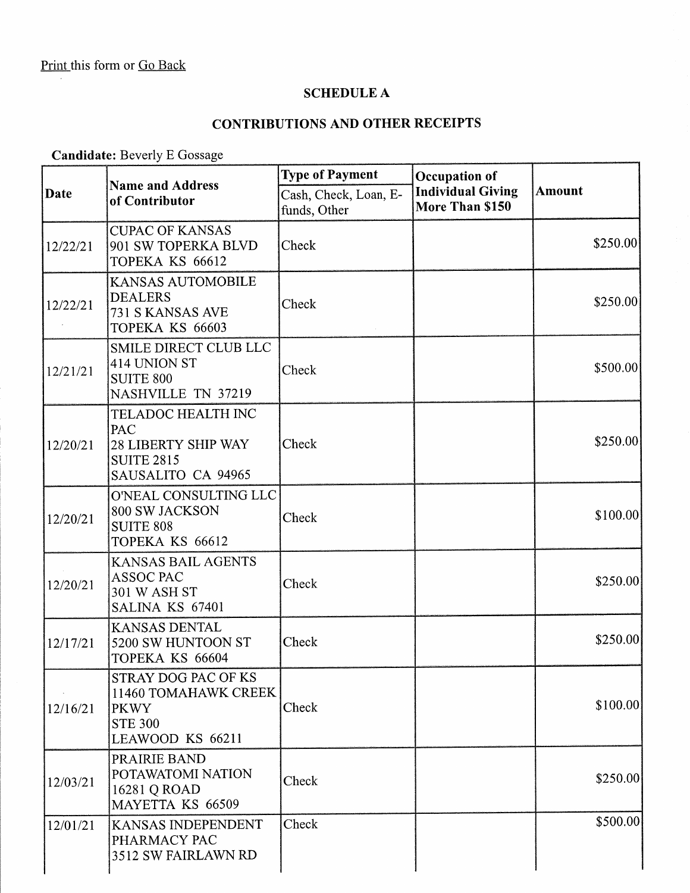Print this form or Go Back

## SCHEDULE A

## CONTRIBUTIONS AND OTHER RECEIPTS

**Candidate:** Beverly E Gossage

| Date | Name and Address of Contributor | Type of Payment | Occupation of Individual Giving More Than $150 | Amount |
|---|---|---|---|---|
| | | Cash, Check, Loan, E-funds, Other | | |
| 12/22/21 | CUPAC OF KANSAS 901 SW TOPERKA BLVD TOPEKA KS 66612 | Check | | $250.00 |
| 12/22/21 | KANSAS AUTOMOBILE DEALERS 731 S KANSAS AVE TOPEKA KS 66603 | Check | | $250.00 |
| 12/21/21 | SMILE DIRECT CLUB LLC 414 UNION ST SUITE 800 NASHVILLE TN 37219 | Check | | $500.00 |
| 12/20/21 | TELADOC HEALTH INC PAC 28 LIBERTY SHIP WAY SUITE 2815 SAUSALITO CA 94965 | Check | | $250.00 |
| 12/20/21 | O'NEAL CONSULTING LLC 800 SW JACKSON SUITE 808 TOPEKA KS 66612 | Check | | $100.00 |
| 12/20/21 | KANSAS BAIL AGENTS ASSOC PAC 301 W ASH ST SALINA KS 67401 | Check | | $250.00 |
| 12/17/21 | KANSAS DENTAL 5200 SW HUNTOON ST TOPEKA KS 66604 | Check | | $250.00 |
| 12/16/21 | STRAY DOG PAC OF KS 11460 TOMAHAWK CREEK PKWY STE 300 LEAWOOD KS 66211 | Check | | $100.00 |
| 12/03/21 | PRAIRIE BAND POTAWATOMI NATION 16281 Q ROAD MAYETTA KS 66509 | Check | | $250.00 |
| 12/01/21 | KANSAS INDEPENDENT PHARMACY PAC 3512 SW FAIRLAWN RD | Check | | $500.00 |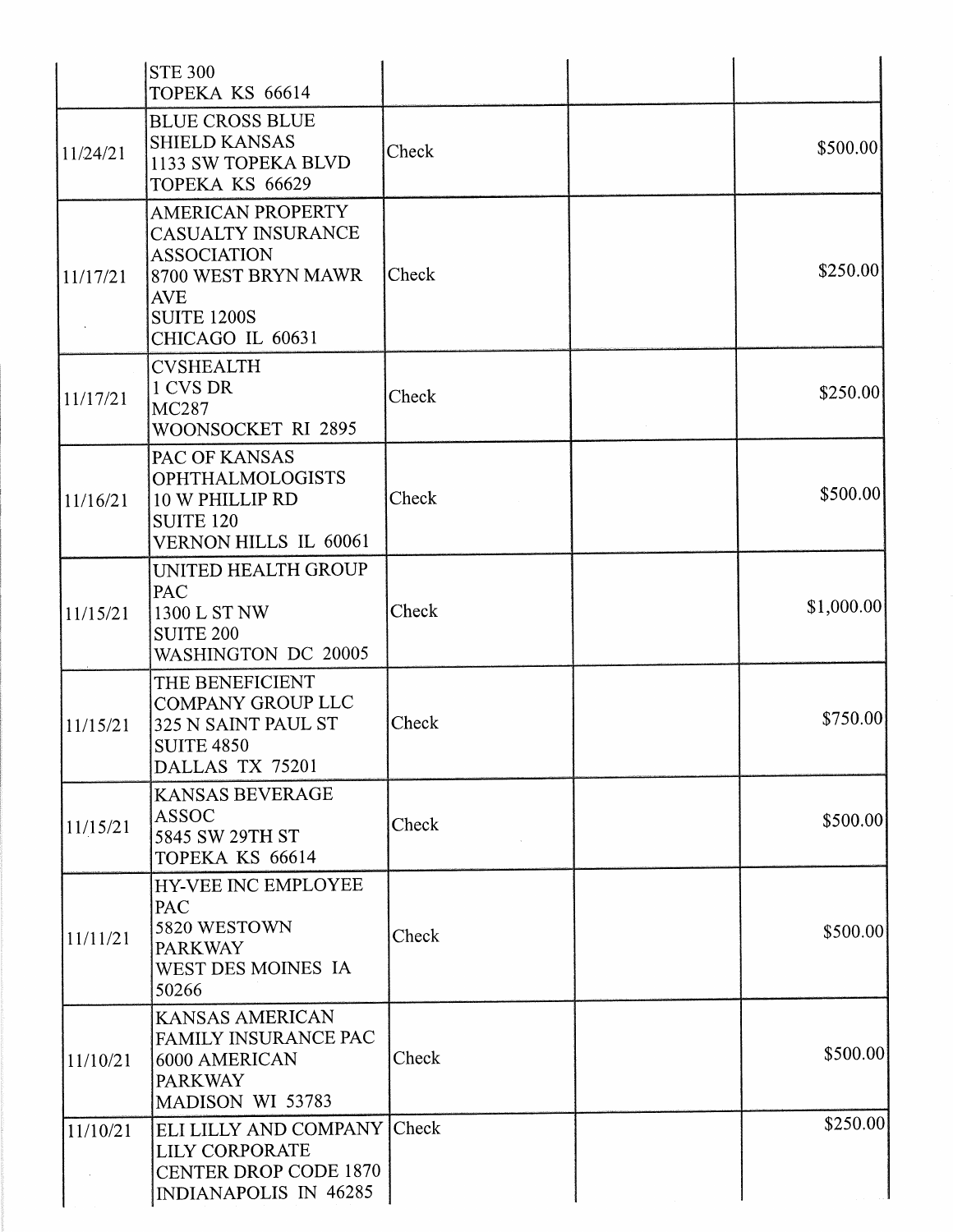| | | | | |
|---|---|---|---|---|
| | STE 300<br>TOPEKA KS 66614 | | | |
| 11/24/21 | BLUE CROSS BLUE SHIELD KANSAS<br>1133 SW TOPEKA BLVD<br>TOPEKA KS 66629 | Check | | $500.00 |
| 11/17/21 | AMERICAN PROPERTY CASUALTY INSURANCE ASSOCIATION<br>8700 WEST BRYN MAWR AVE<br>SUITE 1200S<br>CHICAGO IL 60631 | Check | | $250.00 |
| 11/17/21 | CVSHEALTH<br>1 CVS DR<br>MC287<br>WOONSOCKET RI 2895 | Check | | $250.00 |
| 11/16/21 | PAC OF KANSAS OPHTHALMOLOGISTS<br>10 W PHILLIP RD<br>SUITE 120<br>VERNON HILLS IL 60061 | Check | | $500.00 |
| 11/15/21 | UNITED HEALTH GROUP PAC<br>1300 L ST NW<br>SUITE 200<br>WASHINGTON DC 20005 | Check | | $1,000.00 |
| 11/15/21 | THE BENEFICIENT COMPANY GROUP LLC<br>325 N SAINT PAUL ST<br>SUITE 4850<br>DALLAS TX 75201 | Check | | $750.00 |
| 11/15/21 | KANSAS BEVERAGE ASSOC<br>5845 SW 29TH ST<br>TOPEKA KS 66614 | Check | | $500.00 |
| 11/11/21 | HY-VEE INC EMPLOYEE PAC<br>5820 WESTOWN PARKWAY<br>WEST DES MOINES IA 50266 | Check | | $500.00 |
| 11/10/21 | KANSAS AMERICAN FAMILY INSURANCE PAC<br>6000 AMERICAN PARKWAY<br>MADISON WI 53783 | Check | | $500.00 |
| 11/10/21 | ELI LILLY AND COMPANY<br>LILY CORPORATE CENTER DROP CODE 1870<br>INDIANAPOLIS IN 46285 | Check | | $250.00 |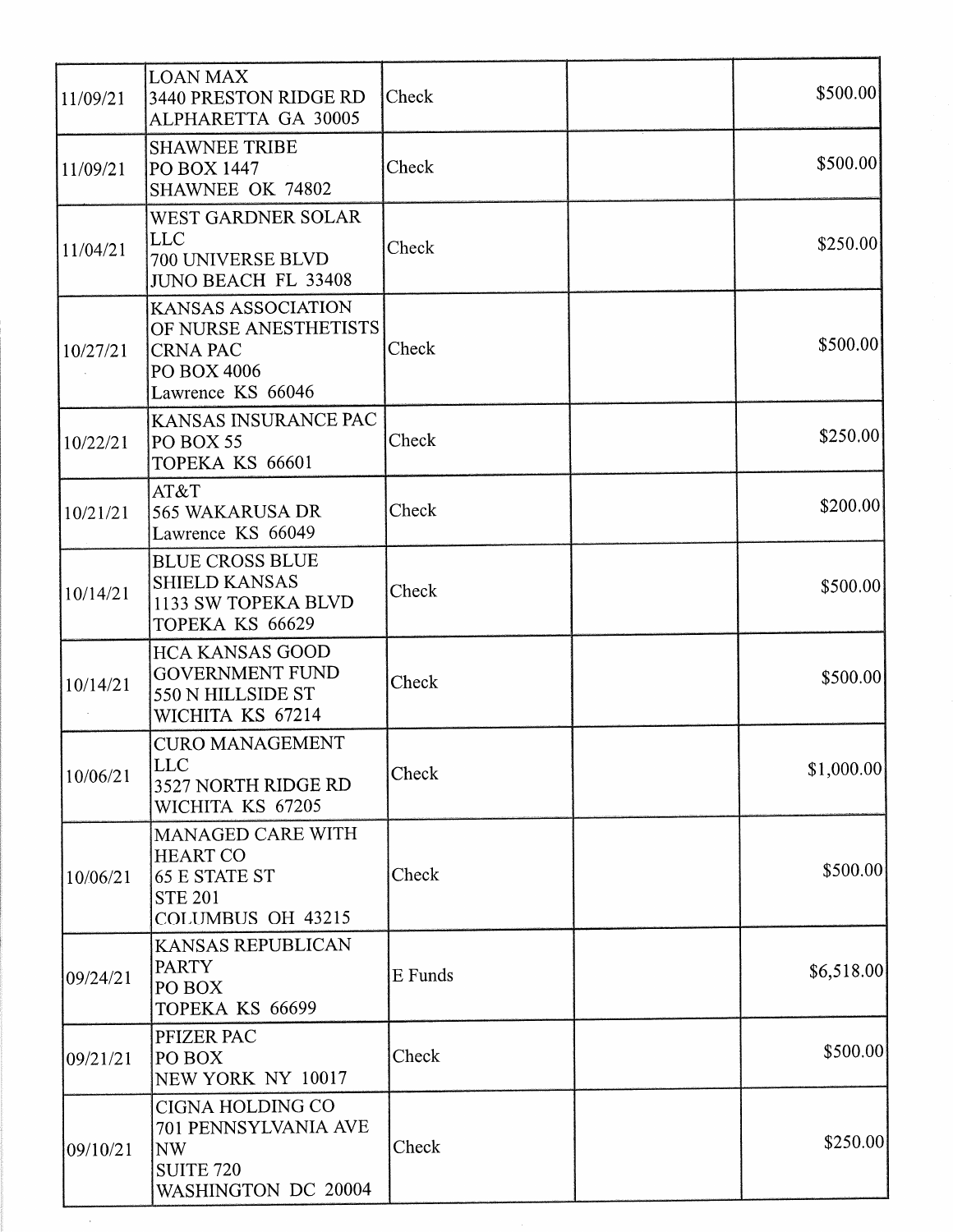| | | | | |
|---|---|---|---|---|
| 11/09/21 | LOAN MAX<br>3440 PRESTON RIDGE RD<br>ALPHARETTA GA 30005 | Check | | $500.00 |
| 11/09/21 | SHAWNEE TRIBE<br>PO BOX 1447<br>SHAWNEE OK 74802 | Check | | $500.00 |
| 11/04/21 | WEST GARDNER SOLAR LLC<br>700 UNIVERSE BLVD<br>JUNO BEACH FL 33408 | Check | | $250.00 |
| 10/27/21 | KANSAS ASSOCIATION OF NURSE ANESTHETISTS CRNA PAC<br>PO BOX 4006<br>Lawrence KS 66046 | Check | | $500.00 |
| 10/22/21 | KANSAS INSURANCE PAC<br>PO BOX 55<br>TOPEKA KS 66601 | Check | | $250.00 |
| 10/21/21 | AT&T<br>565 WAKARUSA DR<br>Lawrence KS 66049 | Check | | $200.00 |
| 10/14/21 | BLUE CROSS BLUE SHIELD KANSAS<br>1133 SW TOPEKA BLVD<br>TOPEKA KS 66629 | Check | | $500.00 |
| 10/14/21 | HCA KANSAS GOOD GOVERNMENT FUND<br>550 N HILLSIDE ST<br>WICHITA KS 67214 | Check | | $500.00 |
| 10/06/21 | CURO MANAGEMENT LLC<br>3527 NORTH RIDGE RD<br>WICHITA KS 67205 | Check | | $1,000.00 |
| 10/06/21 | MANAGED CARE WITH HEART CO<br>65 E STATE ST<br>STE 201<br>COLUMBUS OH 43215 | Check | | $500.00 |
| 09/24/21 | KANSAS REPUBLICAN PARTY<br>PO BOX<br>TOPEKA KS 66699 | E Funds | | $6,518.00 |
| 09/21/21 | PFIZER PAC<br>PO BOX<br>NEW YORK NY 10017 | Check | | $500.00 |
| 09/10/21 | CIGNA HOLDING CO<br>701 PENNSYLVANIA AVE NW<br>SUITE 720<br>WASHINGTON DC 20004 | Check | | $250.00 |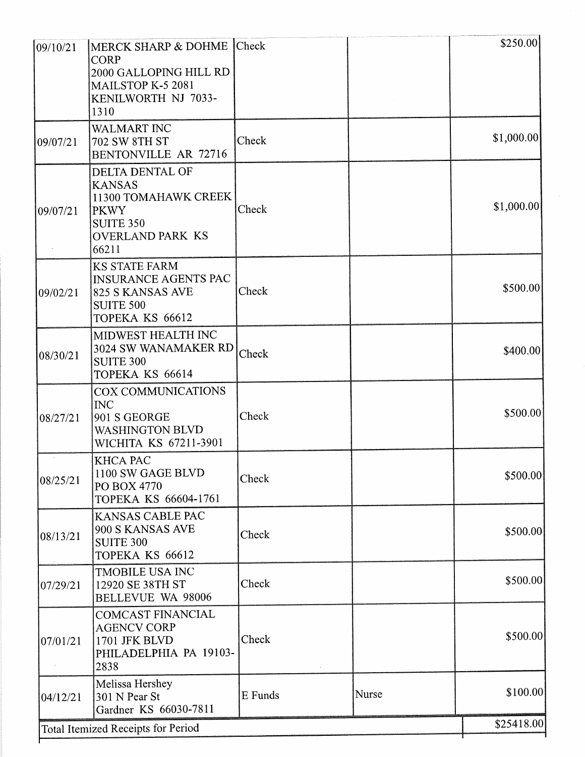| | | | | |
|---|---|---|---|---|
| 09/10/21 | MERCK SHARP & DOHME CORP<br>2000 GALLOPING HILL RD<br>MAILSTOP K-5 2081<br>KENILWORTH NJ 7033-1310 | Check | | $250.00 |
| 09/07/21 | WALMART INC<br>702 SW 8TH ST<br>BENTONVILLE AR 72716 | Check | | $1,000.00 |
| 09/07/21 | DELTA DENTAL OF KANSAS<br>11300 TOMAHAWK CREEK PKWY<br>SUITE 350<br>OVERLAND PARK KS 66211 | Check | | $1,000.00 |
| 09/02/21 | KS STATE FARM INSURANCE AGENTS PAC<br>825 S KANSAS AVE<br>SUITE 500<br>TOPEKA KS 66612 | Check | | $500.00 |
| 08/30/21 | MIDWEST HEALTH INC<br>3024 SW WANAMAKER RD<br>SUITE 300<br>TOPEKA KS 66614 | Check | | $400.00 |
| 08/27/21 | COX COMMUNICATIONS INC<br>901 S GEORGE WASHINGTON BLVD<br>WICHITA KS 67211-3901 | Check | | $500.00 |
| 08/25/21 | KHCA PAC<br>1100 SW GAGE BLVD<br>PO BOX 4770<br>TOPEKA KS 66604-1761 | Check | | $500.00 |
| 08/13/21 | KANSAS CABLE PAC<br>900 S KANSAS AVE<br>SUITE 300<br>TOPEKA KS 66612 | Check | | $500.00 |
| 07/29/21 | TMOBILE USA INC<br>12920 SE 38TH ST<br>BELLEVUE WA 98006 | Check | | $500.00 |
| 07/01/21 | COMCAST FINANCIAL AGENCV CORP<br>1701 JFK BLVD<br>PHILADELPHIA PA 19103-2838 | Check | | $500.00 |
| 04/12/21 | Melissa Hershey<br>301 N Pear St<br>Gardner KS 66030-7811 | E Funds | Nurse | $100.00 |
| Total Itemized Receipts for Period | | | | $25418.00 |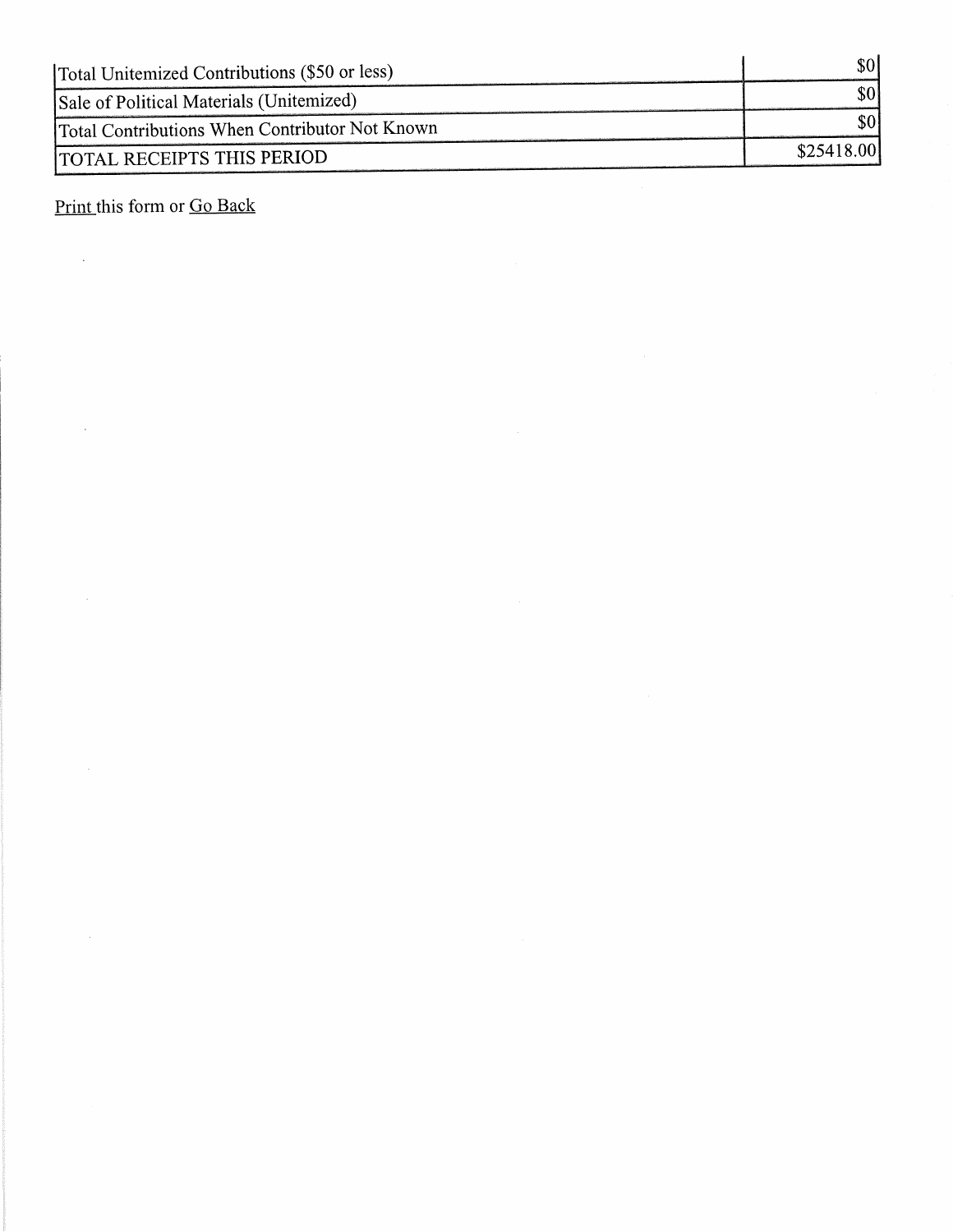| | |
|---|---|
| Total Unitemized Contributions ($50 or less) | $0 |
| Sale of Political Materials (Unitemized) | $0 |
| Total Contributions When Contributor Not Known | $0 |
| TOTAL RECEIPTS THIS PERIOD | $25418.00 |

Print this form or Go Back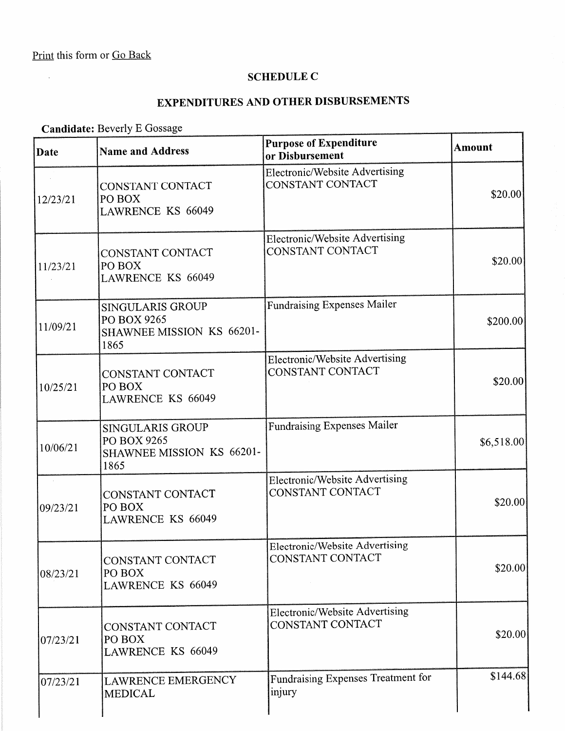Print this form or Go Back

## SCHEDULE C

## EXPENDITURES AND OTHER DISBURSEMENTS

**Candidate:** Beverly E Gossage

| Date | Name and Address | Purpose of Expenditure or Disbursement | Amount |
|---|---|---|---|
| 12/23/21 | CONSTANT CONTACT<br>PO BOX<br>LAWRENCE KS 66049 | Electronic/Website Advertising CONSTANT CONTACT | $20.00 |
| 11/23/21 | CONSTANT CONTACT<br>PO BOX<br>LAWRENCE KS 66049 | Electronic/Website Advertising CONSTANT CONTACT | $20.00 |
| 11/09/21 | SINGULARIS GROUP<br>PO BOX 9265<br>SHAWNEE MISSION KS 66201-1865 | Fundraising Expenses Mailer | $200.00 |
| 10/25/21 | CONSTANT CONTACT<br>PO BOX<br>LAWRENCE KS 66049 | Electronic/Website Advertising CONSTANT CONTACT | $20.00 |
| 10/06/21 | SINGULARIS GROUP<br>PO BOX 9265<br>SHAWNEE MISSION KS 66201-1865 | Fundraising Expenses Mailer | $6,518.00 |
| 09/23/21 | CONSTANT CONTACT<br>PO BOX<br>LAWRENCE KS 66049 | Electronic/Website Advertising CONSTANT CONTACT | $20.00 |
| 08/23/21 | CONSTANT CONTACT<br>PO BOX<br>LAWRENCE KS 66049 | Electronic/Website Advertising CONSTANT CONTACT | $20.00 |
| 07/23/21 | CONSTANT CONTACT<br>PO BOX<br>LAWRENCE KS 66049 | Electronic/Website Advertising CONSTANT CONTACT | $20.00 |
| 07/23/21 | LAWRENCE EMERGENCY MEDICAL | Fundraising Expenses Treatment for injury | $144.68 |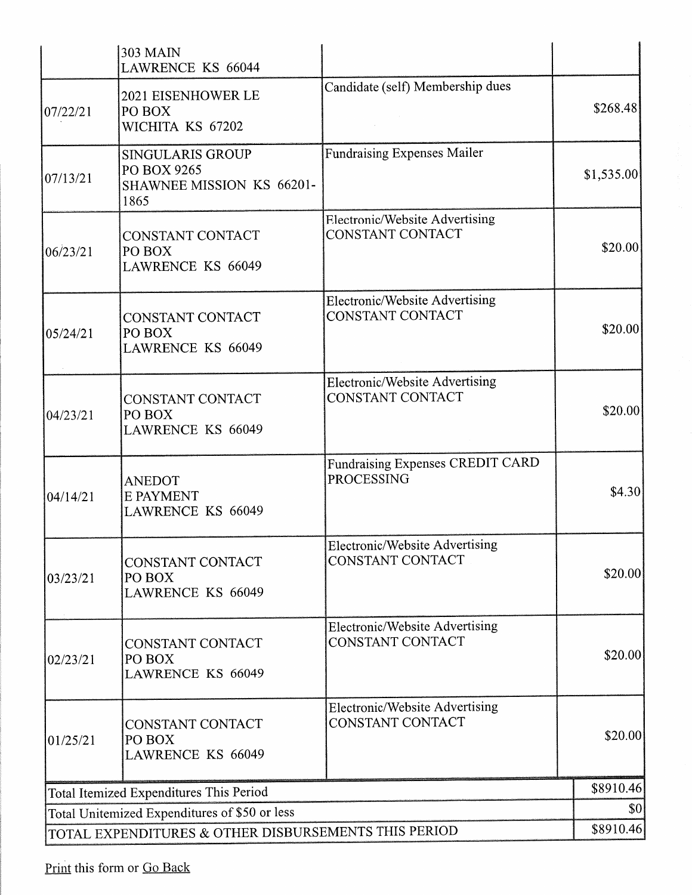| | | | |
|---|---|---|---|
| | 303 MAIN<br>LAWRENCE KS 66044 | | |
| 07/22/21 | 2021 EISENHOWER LE<br>PO BOX<br>WICHITA KS 67202 | Candidate (self) Membership dues | $268.48 |
| 07/13/21 | SINGULARIS GROUP<br>PO BOX 9265<br>SHAWNEE MISSION KS 66201-1865 | Fundraising Expenses Mailer | $1,535.00 |
| 06/23/21 | CONSTANT CONTACT<br>PO BOX<br>LAWRENCE KS 66049 | Electronic/Website Advertising CONSTANT CONTACT | $20.00 |
| 05/24/21 | CONSTANT CONTACT<br>PO BOX<br>LAWRENCE KS 66049 | Electronic/Website Advertising CONSTANT CONTACT | $20.00 |
| 04/23/21 | CONSTANT CONTACT<br>PO BOX<br>LAWRENCE KS 66049 | Electronic/Website Advertising CONSTANT CONTACT | $20.00 |
| 04/14/21 | ANEDOT<br>E PAYMENT<br>LAWRENCE KS 66049 | Fundraising Expenses CREDIT CARD PROCESSING | $4.30 |
| 03/23/21 | CONSTANT CONTACT<br>PO BOX<br>LAWRENCE KS 66049 | Electronic/Website Advertising CONSTANT CONTACT | $20.00 |
| 02/23/21 | CONSTANT CONTACT<br>PO BOX<br>LAWRENCE KS 66049 | Electronic/Website Advertising CONSTANT CONTACT | $20.00 |
| 01/25/21 | CONSTANT CONTACT<br>PO BOX<br>LAWRENCE KS 66049 | Electronic/Website Advertising CONSTANT CONTACT | $20.00 |
| Total Itemized Expenditures This Period | | | $8910.46 |
| Total Unitemized Expenditures of $50 or less | | | $0 |
| TOTAL EXPENDITURES & OTHER DISBURSEMENTS THIS PERIOD | | | $8910.46 |

Print this form or Go Back